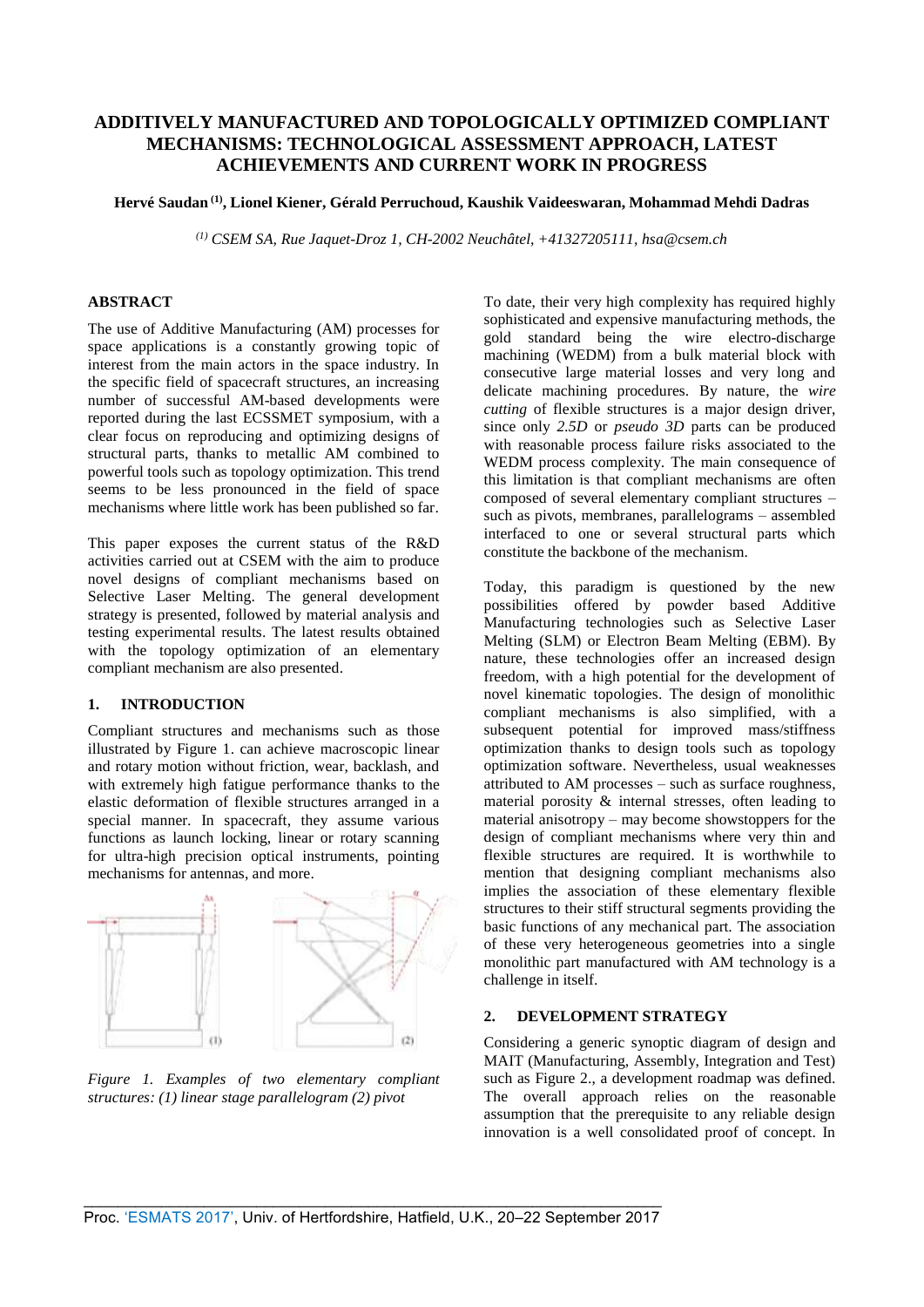# ADDITIVELY MANUFACTURED AND TOPOLOGICALLY OPTIMIZED COMPLIANT MECHANISMS: TECHNOLOGICAL ASSESSMENT APPROACH, LATEST ACHIEVEMENTS AND CURRENT WORK IN PROGRESS

**Hervé Saudan [(1)], Lionel Kiener, Gérald Perruchoud, Kaushik Vaideeswaran, Mohammad Mehdi Dadras**

*[(1)] CSEM SA, Rue Jaquet-Droz 1, CH-2002 Neuchâtel, +41327205111, hsa@csem.ch*

## ABSTRACT

The use of Additive Manufacturing (AM) processes for space applications is a constantly growing topic of interest from the main actors in the space industry. In the specific field of spacecraft structures, an increasing number of successful AM-based developments were reported during the last ECSSMET symposium, with a clear focus on reproducing and optimizing designs of structural parts, thanks to metallic AM combined to powerful tools such as topology optimization. This trend seems to be less pronounced in the field of space mechanisms where little work has been published so far.

This paper exposes the current status of the R&D activities carried out at CSEM with the aim to produce novel designs of compliant mechanisms based on Selective Laser Melting. The general development strategy is presented, followed by material analysis and testing experimental results. The latest results obtained with the topology optimization of an elementary compliant mechanism are also presented.

## 1. INTRODUCTION

Compliant structures and mechanisms such as those illustrated by Figure 1. can achieve macroscopic linear and rotary motion without friction, wear, backlash, and with extremely high fatigue performance thanks to the elastic deformation of flexible structures arranged in a special manner. In spacecraft, they assume various functions as launch locking, linear or rotary scanning for ultra-high precision optical instruments, pointing mechanisms for antennas, and more.

*Figure 1. Examples of two elementary compliant structures: (1) linear stage parallelogram (2) pivot*

To date, their very high complexity has required highly sophisticated and expensive manufacturing methods, the gold standard being the wire electro-discharge machining (WEDM) from a bulk material block with consecutive large material losses and very long and delicate machining procedures. By nature, the *wire cutting* of flexible structures is a major design driver, since only *2.5D* or *pseudo 3D* parts can be produced with reasonable process failure risks associated to the WEDM process complexity. The main consequence of this limitation is that compliant mechanisms are often composed of several elementary compliant structures – such as pivots, membranes, parallelograms – assembled interfaced to one or several structural parts which constitute the backbone of the mechanism.

Today, this paradigm is questioned by the new possibilities offered by powder based Additive Manufacturing technologies such as Selective Laser Melting (SLM) or Electron Beam Melting (EBM). By nature, these technologies offer an increased design freedom, with a high potential for the development of novel kinematic topologies. The design of monolithic compliant mechanisms is also simplified, with a subsequent potential for improved mass/stiffness optimization thanks to design tools such as topology optimization software. Nevertheless, usual weaknesses attributed to AM processes – such as surface roughness, material porosity & internal stresses, often leading to material anisotropy – may become showstoppers for the design of compliant mechanisms where very thin and flexible structures are required. It is worthwhile to mention that designing compliant mechanisms also implies the association of these elementary flexible structures to their stiff structural segments providing the basic functions of any mechanical part. The association of these very heterogeneous geometries into a single monolithic part manufactured with AM technology is a challenge in itself.

## 2. DEVELOPMENT STRATEGY

Considering a generic synoptic diagram of design and MAIT (Manufacturing, Assembly, Integration and Test) such as Figure 2., a development roadmap was defined. The overall approach relies on the reasonable assumption that the prerequisite to any reliable design innovation is a well consolidated proof of concept. In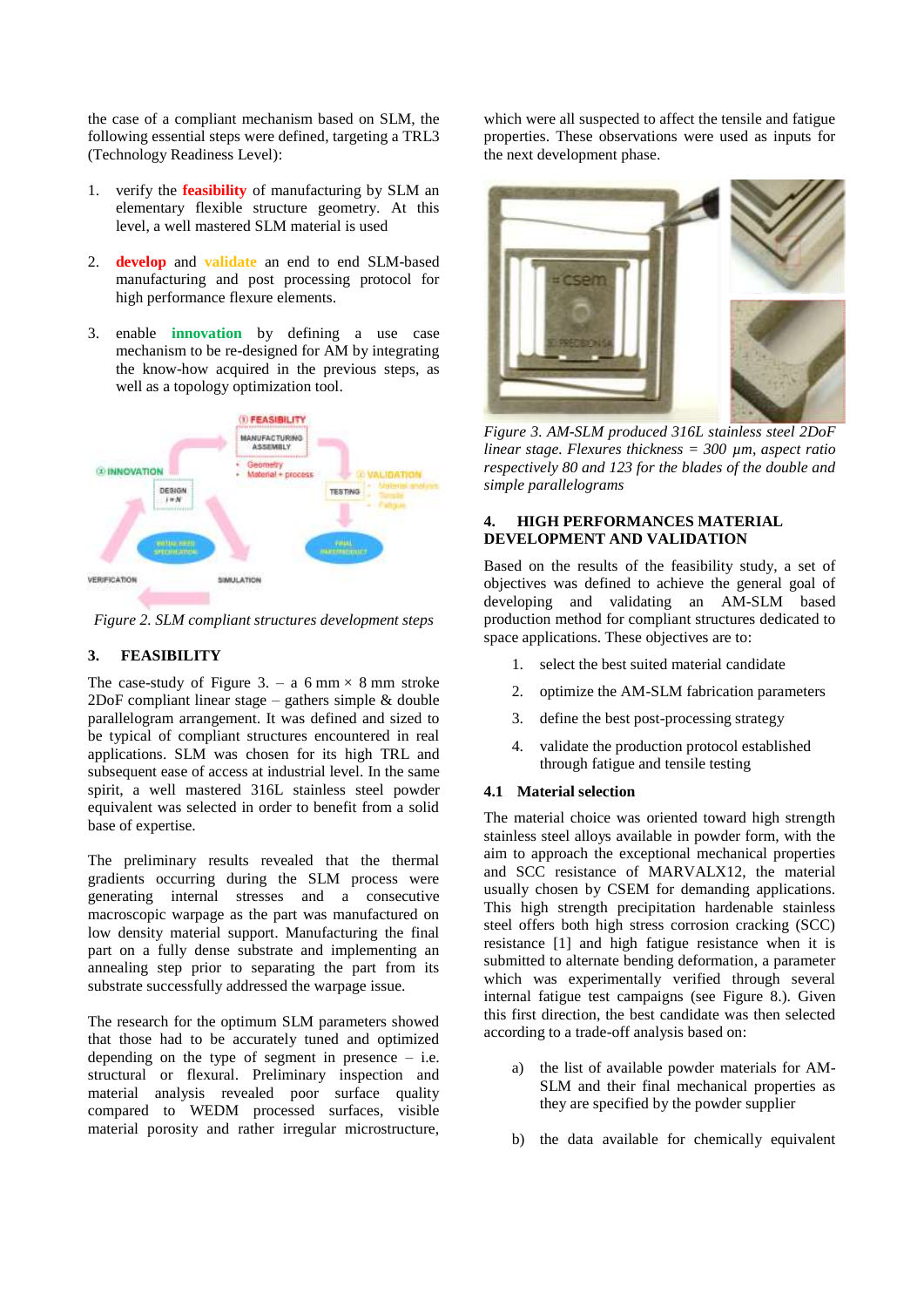the case of a compliant mechanism based on SLM, the following essential steps were defined, targeting a TRL3 (Technology Readiness Level):

1. verify the **feasibility** of manufacturing by SLM an elementary flexible structure geometry. At this level, a well mastered SLM material is used
2. **develop** and **validate** an end to end SLM-based manufacturing and post processing protocol for high performance flexure elements.
3. enable **innovation** by defining a use case mechanism to be re-designed for AM by integrating the know-how acquired in the previous steps, as well as a topology optimization tool.

*Figure 2. SLM compliant structures development steps*

## 3. FEASIBILITY

The case-study of Figure 3. – a 6 mm × 8 mm stroke 2DoF compliant linear stage – gathers simple & double parallelogram arrangement. It was defined and sized to be typical of compliant structures encountered in real applications. SLM was chosen for its high TRL and subsequent ease of access at industrial level. In the same spirit, a well mastered 316L stainless steel powder equivalent was selected in order to benefit from a solid base of expertise.

The preliminary results revealed that the thermal gradients occurring during the SLM process were generating internal stresses and a consecutive macroscopic warpage as the part was manufactured on low density material support. Manufacturing the final part on a fully dense substrate and implementing an annealing step prior to separating the part from its substrate successfully addressed the warpage issue.

The research for the optimum SLM parameters showed that those had to be accurately tuned and optimized depending on the type of segment in presence – i.e. structural or flexural. Preliminary inspection and material analysis revealed poor surface quality compared to WEDM processed surfaces, visible material porosity and rather irregular microstructure, which were all suspected to affect the tensile and fatigue properties. These observations were used as inputs for the next development phase.

*Figure 3. AM-SLM produced 316L stainless steel 2DoF linear stage. Flexures thickness = 300 µm, aspect ratio respectively 80 and 123 for the blades of the double and simple parallelograms*

## 4. HIGH PERFORMANCES MATERIAL DEVELOPMENT AND VALIDATION

Based on the results of the feasibility study, a set of objectives was defined to achieve the general goal of developing and validating an AM-SLM based production method for compliant structures dedicated to space applications. These objectives are to:

1. select the best suited material candidate
2. optimize the AM-SLM fabrication parameters
3. define the best post-processing strategy
4. validate the production protocol established through fatigue and tensile testing

### 4.1 Material selection

The material choice was oriented toward high strength stainless steel alloys available in powder form, with the aim to approach the exceptional mechanical properties and SCC resistance of MARVALX12, the material usually chosen by CSEM for demanding applications. This high strength precipitation hardenable stainless steel offers both high stress corrosion cracking (SCC) resistance [1] and high fatigue resistance when it is submitted to alternate bending deformation, a parameter which was experimentally verified through several internal fatigue test campaigns (see Figure 8.). Given this first direction, the best candidate was then selected according to a trade-off analysis based on:

a) the list of available powder materials for AM-SLM and their final mechanical properties as they are specified by the powder supplier

b) the data available for chemically equivalent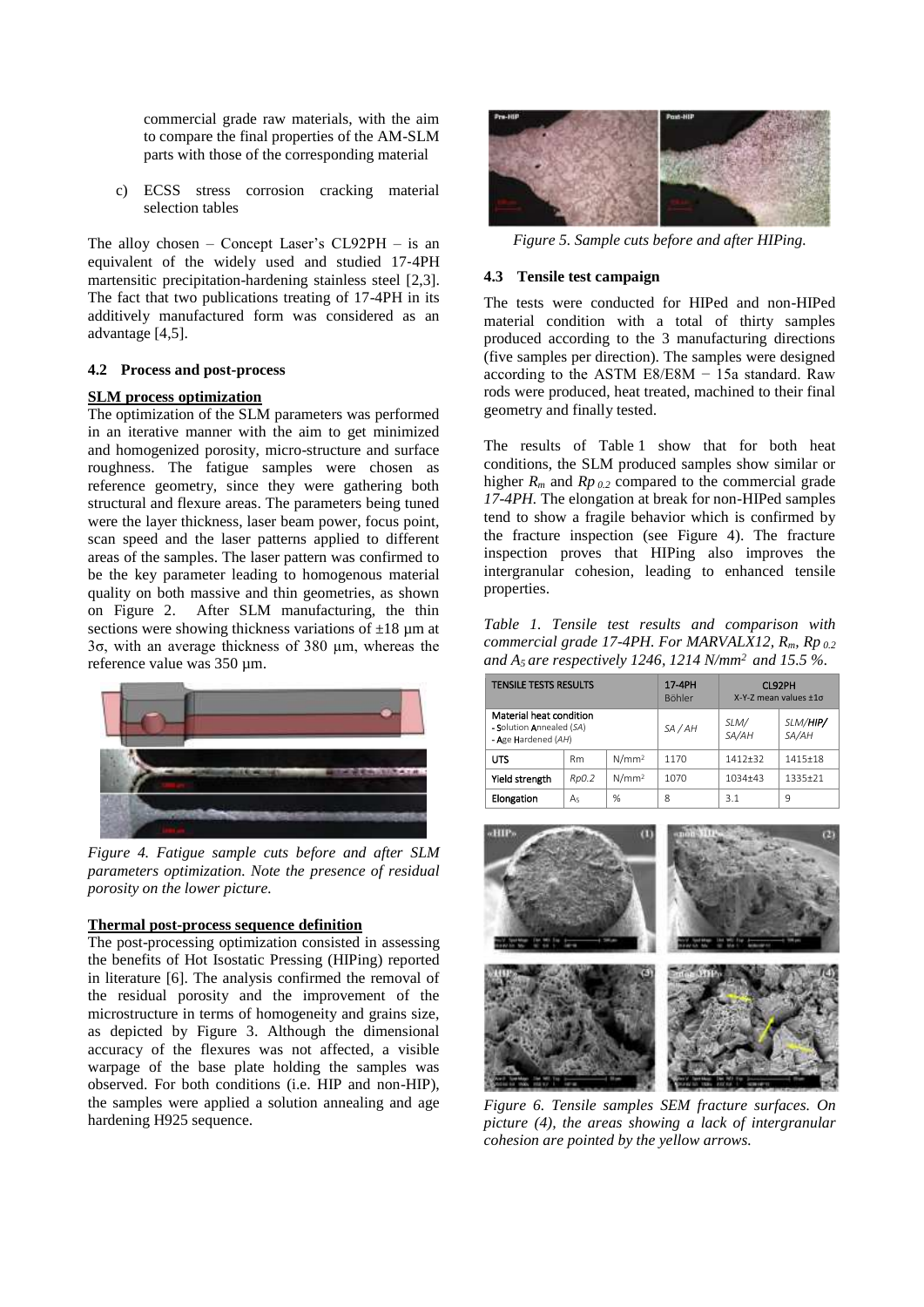commercial grade raw materials, with the aim to compare the final properties of the AM-SLM parts with those of the corresponding material

c) ECSS stress corrosion cracking material selection tables

The alloy chosen – Concept Laser's CL92PH – is an equivalent of the widely used and studied 17-4PH martensitic precipitation-hardening stainless steel [2,3]. The fact that two publications treating of 17-4PH in its additively manufactured form was considered as an advantage [4,5].

### 4.2 Process and post-process

**SLM process optimization**

The optimization of the SLM parameters was performed in an iterative manner with the aim to get minimized and homogenized porosity, micro-structure and surface roughness. The fatigue samples were chosen as reference geometry, since they were gathering both structural and flexure areas. The parameters being tuned were the layer thickness, laser beam power, focus point, scan speed and the laser patterns applied to different areas of the samples. The laser pattern was confirmed to be the key parameter leading to homogenous material quality on both massive and thin geometries, as shown on Figure 2. After SLM manufacturing, the thin sections were showing thickness variations of ±18 µm at 3σ, with an average thickness of 380 µm, whereas the reference value was 350 µm.

*Figure 4. Fatigue sample cuts before and after SLM parameters optimization. Note the presence of residual porosity on the lower picture.*

**Thermal post-process sequence definition**

The post-processing optimization consisted in assessing the benefits of Hot Isostatic Pressing (HIPing) reported in literature [6]. The analysis confirmed the removal of the residual porosity and the improvement of the microstructure in terms of homogeneity and grains size, as depicted by Figure 3. Although the dimensional accuracy of the flexures was not affected, a visible warpage of the base plate holding the samples was observed. For both conditions (i.e. HIP and non-HIP), the samples were applied a solution annealing and age hardening H925 sequence.

*Figure 5. Sample cuts before and after HIPing.*

### 4.3 Tensile test campaign

The tests were conducted for HIPed and non-HIPed material condition with a total of thirty samples produced according to the 3 manufacturing directions (five samples per direction). The samples were designed according to the ASTM E8/E8M − 15a standard. Raw rods were produced, heat treated, machined to their final geometry and finally tested.

The results of Table 1 show that for both heat conditions, the SLM produced samples show similar or higher $R_m$ and $Rp_{0.2}$ compared to the commercial grade *17-4PH*. The elongation at break for non-HIPed samples tend to show a fragile behavior which is confirmed by the fracture inspection (see Figure 4). The fracture inspection proves that HIPing also improves the intergranular cohesion, leading to enhanced tensile properties.

*Table 1. Tensile test results and comparison with commercial grade 17-4PH. For MARVALX12, $R_m$, $Rp_{0.2}$ and $A_5$ are respectively 1246, 1214 N/mm² and 15.5 %.*

| TENSILE TESTS RESULTS | | | 17-4PH Böhler | CL92PH X-Y-Z mean values ±1σ | |
|---|---|---|---|---|---|
| Material heat condition - Solution Annealed (SA) - Age Hardened (AH) | | | SA / AH | SLM/ SA/AH | SLM/HIP/ SA/AH |
| UTS | Rm | N/mm² | 1170 | 1412±32 | 1415±18 |
| Yield strength | Rp0.2 | N/mm² | 1070 | 1034±43 | 1335±21 |
| Elongation | $A_5$ | % | 8 | 3.1 | 9 |

*Figure 6. Tensile samples SEM fracture surfaces. On picture (4), the areas showing a lack of intergranular cohesion are pointed by the yellow arrows.*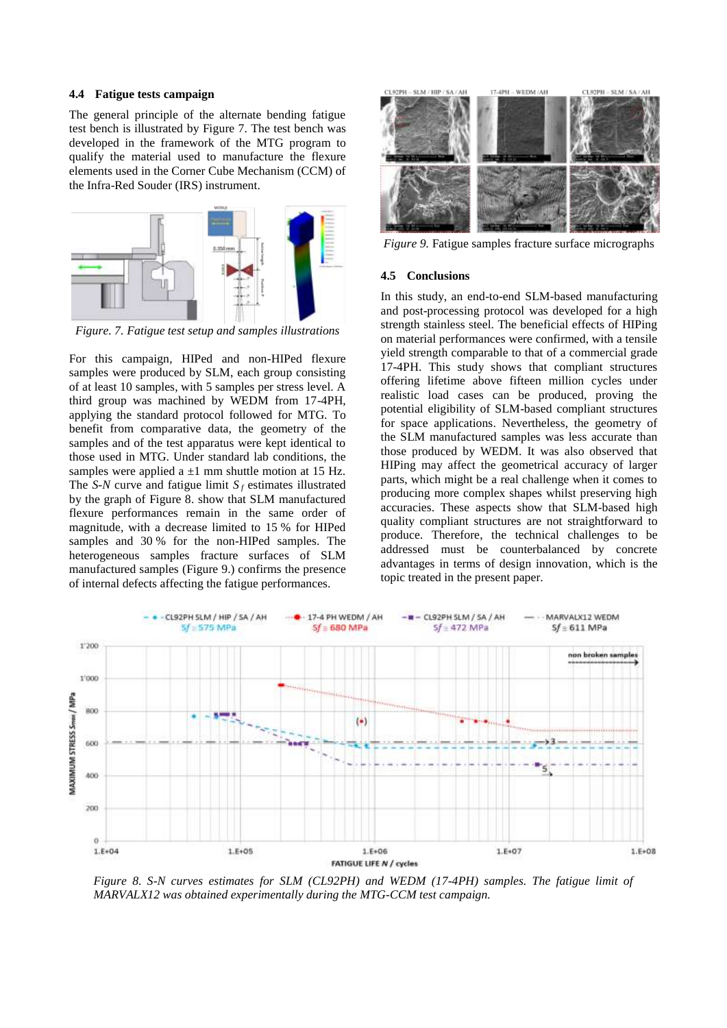### 4.4 Fatigue tests campaign

The general principle of the alternate bending fatigue test bench is illustrated by Figure 7. The test bench was developed in the framework of the MTG program to qualify the material used to manufacture the flexure elements used in the Corner Cube Mechanism (CCM) of the Infra-Red Souder (IRS) instrument.

*Figure. 7. Fatigue test setup and samples illustrations*

For this campaign, HIPed and non-HIPed flexure samples were produced by SLM, each group consisting of at least 10 samples, with 5 samples per stress level. A third group was machined by WEDM from 17-4PH, applying the standard protocol followed for MTG. To benefit from comparative data, the geometry of the samples and of the test apparatus were kept identical to those used in MTG. Under standard lab conditions, the samples were applied a ±1 mm shuttle motion at 15 Hz. The *S-N* curve and fatigue limit $S_f$ estimates illustrated by the graph of Figure 8. show that SLM manufactured flexure performances remain in the same order of magnitude, with a decrease limited to 15 % for HIPed samples and 30 % for the non-HIPed samples. The heterogeneous samples fracture surfaces of SLM manufactured samples (Figure 9.) confirms the presence of internal defects affecting the fatigue performances.

*Figure 9.* Fatigue samples fracture surface micrographs

### 4.5 Conclusions

In this study, an end-to-end SLM-based manufacturing and post-processing protocol was developed for a high strength stainless steel. The beneficial effects of HIPing on material performances were confirmed, with a tensile yield strength comparable to that of a commercial grade 17-4PH. This study shows that compliant structures offering lifetime above fifteen million cycles under realistic load cases can be produced, proving the potential eligibility of SLM-based compliant structures for space applications. Nevertheless, the geometry of the SLM manufactured samples was less accurate than those produced by WEDM. It was also observed that HIPing may affect the geometrical accuracy of larger parts, which might be a real challenge when it comes to producing more complex shapes whilst preserving high accuracies. These aspects show that SLM-based high quality compliant structures are not straightforward to produce. Therefore, the technical challenges to be addressed must be counterbalanced by concrete advantages in terms of design innovation, which is the topic treated in the present paper.

*Figure 8. S-N curves estimates for SLM (CL92PH) and WEDM (17-4PH) samples. The fatigue limit of MARVALX12 was obtained experimentally during the MTG-CCM test campaign.*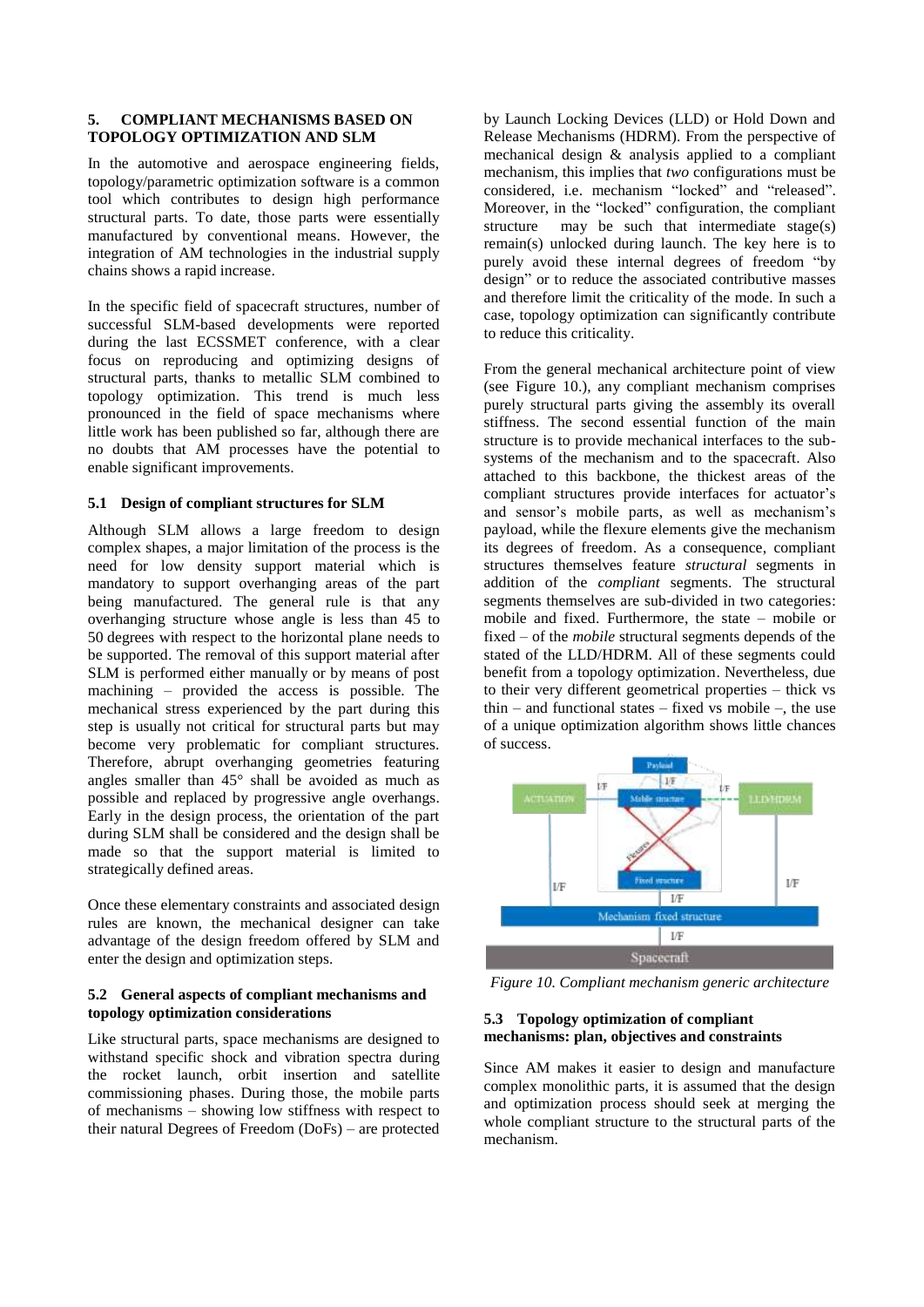## 5. COMPLIANT MECHANISMS BASED ON TOPOLOGY OPTIMIZATION AND SLM

In the automotive and aerospace engineering fields, topology/parametric optimization software is a common tool which contributes to design high performance structural parts. To date, those parts were essentially manufactured by conventional means. However, the integration of AM technologies in the industrial supply chains shows a rapid increase.

In the specific field of spacecraft structures, number of successful SLM-based developments were reported during the last ECSSMET conference, with a clear focus on reproducing and optimizing designs of structural parts, thanks to metallic SLM combined to topology optimization. This trend is much less pronounced in the field of space mechanisms where little work has been published so far, although there are no doubts that AM processes have the potential to enable significant improvements.

### 5.1 Design of compliant structures for SLM

Although SLM allows a large freedom to design complex shapes, a major limitation of the process is the need for low density support material which is mandatory to support overhanging areas of the part being manufactured. The general rule is that any overhanging structure whose angle is less than 45 to 50 degrees with respect to the horizontal plane needs to be supported. The removal of this support material after SLM is performed either manually or by means of post machining – provided the access is possible. The mechanical stress experienced by the part during this step is usually not critical for structural parts but may become very problematic for compliant structures. Therefore, abrupt overhanging geometries featuring angles smaller than 45° shall be avoided as much as possible and replaced by progressive angle overhangs. Early in the design process, the orientation of the part during SLM shall be considered and the design shall be made so that the support material is limited to strategically defined areas.

Once these elementary constraints and associated design rules are known, the mechanical designer can take advantage of the design freedom offered by SLM and enter the design and optimization steps.

### 5.2 General aspects of compliant mechanisms and topology optimization considerations

Like structural parts, space mechanisms are designed to withstand specific shock and vibration spectra during the rocket launch, orbit insertion and satellite commissioning phases. During those, the mobile parts of mechanisms – showing low stiffness with respect to their natural Degrees of Freedom (DoFs) – are protected by Launch Locking Devices (LLD) or Hold Down and Release Mechanisms (HDRM). From the perspective of mechanical design & analysis applied to a compliant mechanism, this implies that *two* configurations must be considered, i.e. mechanism "locked" and "released". Moreover, in the "locked" configuration, the compliant structure may be such that intermediate stage(s) remain(s) unlocked during launch. The key here is to purely avoid these internal degrees of freedom "by design" or to reduce the associated contributive masses and therefore limit the criticality of the mode. In such a case, topology optimization can significantly contribute to reduce this criticality.

From the general mechanical architecture point of view (see Figure 10.), any compliant mechanism comprises purely structural parts giving the assembly its overall stiffness. The second essential function of the main structure is to provide mechanical interfaces to the sub-systems of the mechanism and to the spacecraft. Also attached to this backbone, the thickest areas of the compliant structures provide interfaces for actuator's and sensor's mobile parts, as well as mechanism's payload, while the flexure elements give the mechanism its degrees of freedom. As a consequence, compliant structures themselves feature *structural* segments in addition of the *compliant* segments. The structural segments themselves are sub-divided in two categories: mobile and fixed. Furthermore, the state – mobile or fixed – of the *mobile* structural segments depends of the stated of the LLD/HDRM. All of these segments could benefit from a topology optimization. Nevertheless, due to their very different geometrical properties – thick vs thin – and functional states – fixed vs mobile –, the use of a unique optimization algorithm shows little chances of success.

Figure 10. Compliant mechanism generic architecture

### 5.3 Topology optimization of compliant mechanisms: plan, objectives and constraints

Since AM makes it easier to design and manufacture complex monolithic parts, it is assumed that the design and optimization process should seek at merging the whole compliant structure to the structural parts of the mechanism.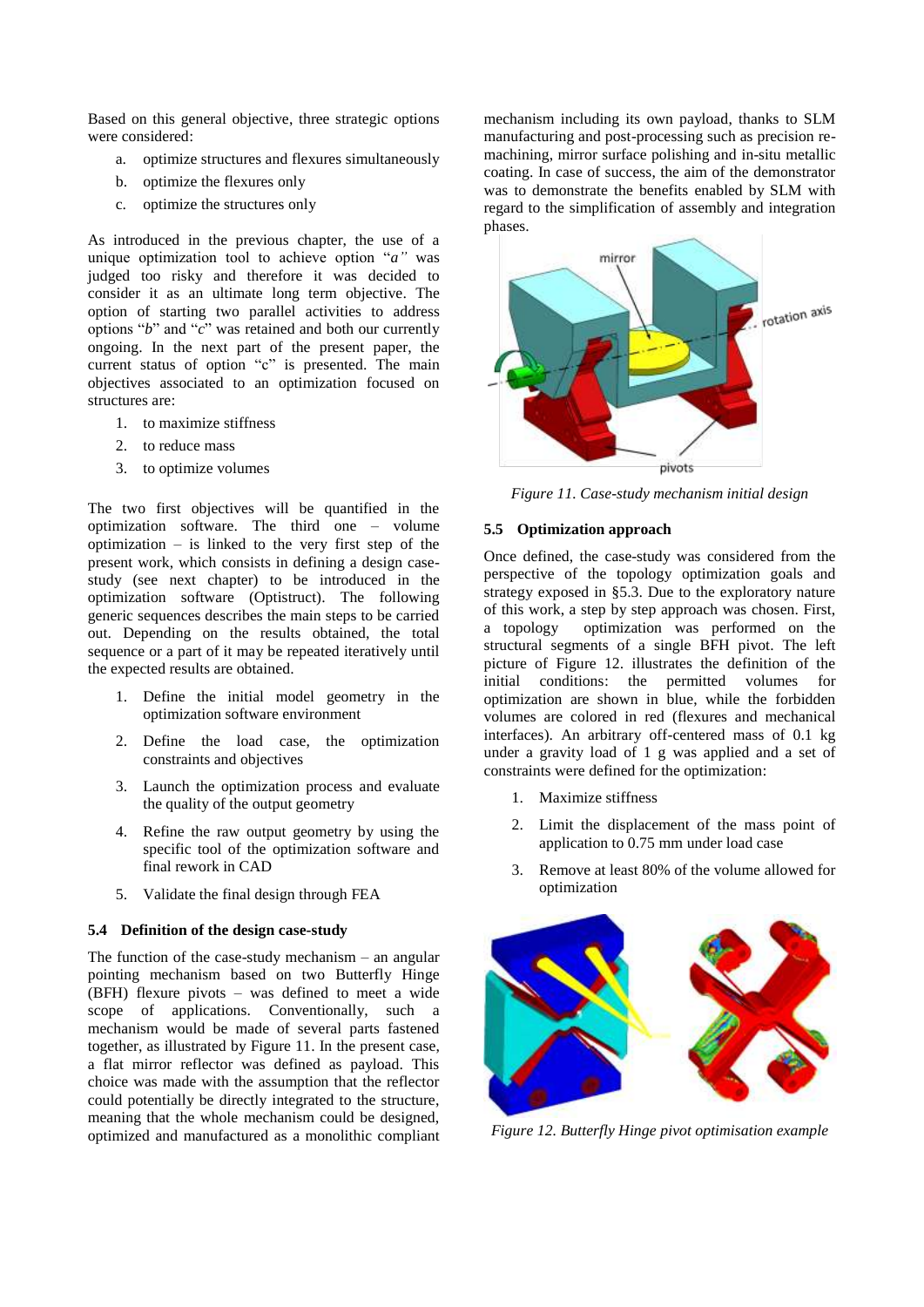Based on this general objective, three strategic options were considered:

a. optimize structures and flexures simultaneously
b. optimize the flexures only
c. optimize the structures only

As introduced in the previous chapter, the use of a unique optimization tool to achieve option "*a"* was judged too risky and therefore it was decided to consider it as an ultimate long term objective. The option of starting two parallel activities to address options "*b*" and "*c*" was retained and both our currently ongoing. In the next part of the present paper, the current status of option "c" is presented. The main objectives associated to an optimization focused on structures are:

1. to maximize stiffness
2. to reduce mass
3. to optimize volumes

The two first objectives will be quantified in the optimization software. The third one – volume optimization – is linked to the very first step of the present work, which consists in defining a design case-study (see next chapter) to be introduced in the optimization software (Optistruct). The following generic sequences describes the main steps to be carried out. Depending on the results obtained, the total sequence or a part of it may be repeated iteratively until the expected results are obtained.

1. Define the initial model geometry in the optimization software environment
2. Define the load case, the optimization constraints and objectives
3. Launch the optimization process and evaluate the quality of the output geometry
4. Refine the raw output geometry by using the specific tool of the optimization software and final rework in CAD
5. Validate the final design through FEA

### 5.4 Definition of the design case-study

The function of the case-study mechanism – an angular pointing mechanism based on two Butterfly Hinge (BFH) flexure pivots – was defined to meet a wide scope of applications. Conventionally, such a mechanism would be made of several parts fastened together, as illustrated by Figure 11. In the present case, a flat mirror reflector was defined as payload. This choice was made with the assumption that the reflector could potentially be directly integrated to the structure, meaning that the whole mechanism could be designed, optimized and manufactured as a monolithic compliant mechanism including its own payload, thanks to SLM manufacturing and post-processing such as precision re-machining, mirror surface polishing and in-situ metallic coating. In case of success, the aim of the demonstrator was to demonstrate the benefits enabled by SLM with regard to the simplification of assembly and integration phases.

*Figure 11. Case-study mechanism initial design*

### 5.5 Optimization approach

Once defined, the case-study was considered from the perspective of the topology optimization goals and strategy exposed in §5.3. Due to the exploratory nature of this work, a step by step approach was chosen. First, a topology optimization was performed on the structural segments of a single BFH pivot. The left picture of Figure 12. illustrates the definition of the initial conditions: the permitted volumes for optimization are shown in blue, while the forbidden volumes are colored in red (flexures and mechanical interfaces). An arbitrary off-centered mass of 0.1 kg under a gravity load of 1 g was applied and a set of constraints were defined for the optimization:

1. Maximize stiffness
2. Limit the displacement of the mass point of application to 0.75 mm under load case
3. Remove at least 80% of the volume allowed for optimization

*Figure 12. Butterfly Hinge pivot optimisation example*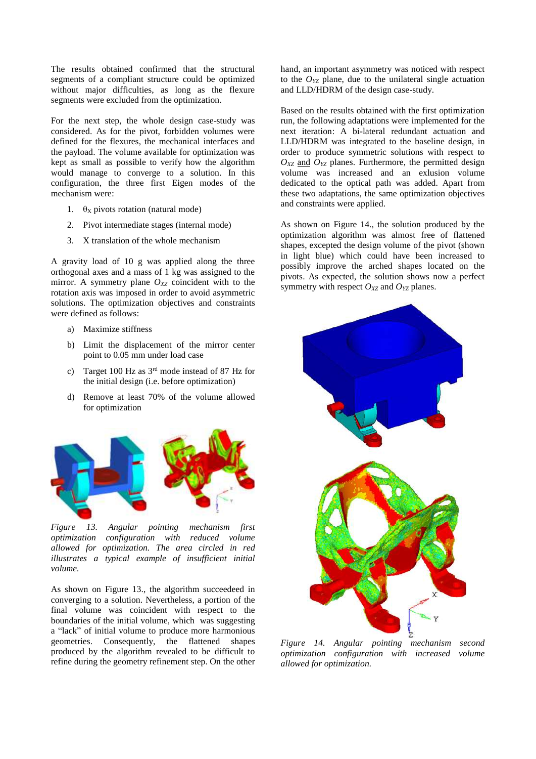The results obtained confirmed that the structural segments of a compliant structure could be optimized without major difficulties, as long as the flexure segments were excluded from the optimization.

For the next step, the whole design case-study was considered. As for the pivot, forbidden volumes were defined for the flexures, the mechanical interfaces and the payload. The volume available for optimization was kept as small as possible to verify how the algorithm would manage to converge to a solution. In this configuration, the three first Eigen modes of the mechanism were:

1. $\theta_X$ pivots rotation (natural mode)
2. Pivot intermediate stages (internal mode)
3. X translation of the whole mechanism

A gravity load of 10 g was applied along the three orthogonal axes and a mass of 1 kg was assigned to the mirror. A symmetry plane $O_{XZ}$ coincident with to the rotation axis was imposed in order to avoid asymmetric solutions. The optimization objectives and constraints were defined as follows:

a) Maximize stiffness
b) Limit the displacement of the mirror center point to 0.05 mm under load case
c) Target 100 Hz as 3[rd] mode instead of 87 Hz for the initial design (i.e. before optimization)
d) Remove at least 70% of the volume allowed for optimization

*Figure 13. Angular pointing mechanism first optimization configuration with reduced volume allowed for optimization. The area circled in red illustrates a typical example of insufficient initial volume.*

As shown on Figure 13., the algorithm succeedeed in converging to a solution. Nevertheless, a portion of the final volume was coincident with respect to the boundaries of the initial volume, which was suggesting a "lack" of initial volume to produce more harmonious geometries. Consequently, the flattened shapes produced by the algorithm revealed to be difficult to refine during the geometry refinement step. On the other hand, an important asymmetry was noticed with respect to the $O_{YZ}$ plane, due to the unilateral single actuation and LLD/HDRM of the design case-study.

Based on the results obtained with the first optimization run, the following adaptations were implemented for the next iteration: A bi-lateral redundant actuation and LLD/HDRM was integrated to the baseline design, in order to produce symmetric solutions with respect to $O_{XZ}$ and $O_{YZ}$ planes. Furthermore, the permitted design volume was increased and an exlusion volume dedicated to the optical path was added. Apart from these two adaptations, the same optimization objectives and constraints were applied.

As shown on Figure 14., the solution produced by the optimization algorithm was almost free of flattened shapes, excepted the design volume of the pivot (shown in light blue) which could have been increased to possibly improve the arched shapes located on the pivots. As expected, the solution shows now a perfect symmetry with respect $O_{XZ}$ and $O_{YZ}$ planes.

*Figure 14. Angular pointing mechanism second optimization configuration with increased volume allowed for optimization.*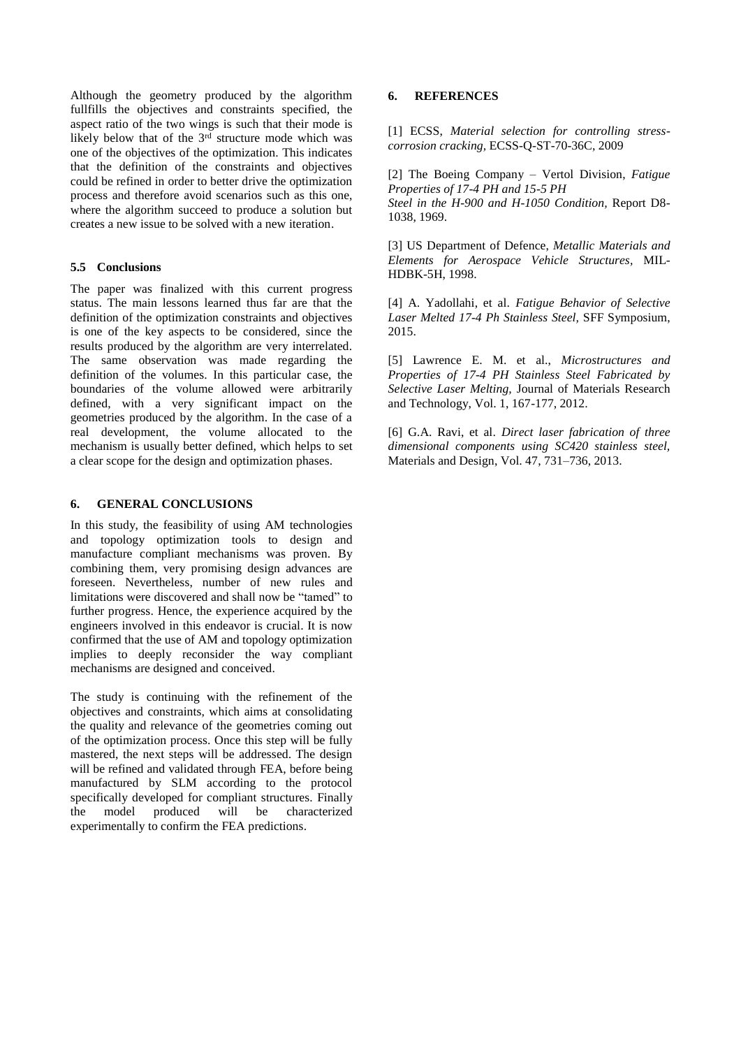Although the geometry produced by the algorithm fullfills the objectives and constraints specified, the aspect ratio of the two wings is such that their mode is likely below that of the 3rd structure mode which was one of the objectives of the optimization. This indicates that the definition of the constraints and objectives could be refined in order to better drive the optimization process and therefore avoid scenarios such as this one, where the algorithm succeed to produce a solution but creates a new issue to be solved with a new iteration.

### 5.5 Conclusions

The paper was finalized with this current progress status. The main lessons learned thus far are that the definition of the optimization constraints and objectives is one of the key aspects to be considered, since the results produced by the algorithm are very interrelated. The same observation was made regarding the definition of the volumes. In this particular case, the boundaries of the volume allowed were arbitrarily defined, with a very significant impact on the geometries produced by the algorithm. In the case of a real development, the volume allocated to the mechanism is usually better defined, which helps to set a clear scope for the design and optimization phases.

## 6. GENERAL CONCLUSIONS

In this study, the feasibility of using AM technologies and topology optimization tools to design and manufacture compliant mechanisms was proven. By combining them, very promising design advances are foreseen. Nevertheless, number of new rules and limitations were discovered and shall now be "tamed" to further progress. Hence, the experience acquired by the engineers involved in this endeavor is crucial. It is now confirmed that the use of AM and topology optimization implies to deeply reconsider the way compliant mechanisms are designed and conceived.

The study is continuing with the refinement of the objectives and constraints, which aims at consolidating the quality and relevance of the geometries coming out of the optimization process. Once this step will be fully mastered, the next steps will be addressed. The design will be refined and validated through FEA, before being manufactured by SLM according to the protocol specifically developed for compliant structures. Finally the model produced will be characterized experimentally to confirm the FEA predictions.

## 6. REFERENCES

[1] ECSS, *Material selection for controlling stress-corrosion cracking,* ECSS-Q-ST-70-36C, 2009

[2] The Boeing Company – Vertol Division, *Fatigue Properties of 17-4 PH and 15-5 PH Steel in the H-900 and H-1050 Condition,* Report D8-1038, 1969.

[3] US Department of Defence, *Metallic Materials and Elements for Aerospace Vehicle Structures,* MIL-HDBK-5H, 1998.

[4] A. Yadollahi, et al. *Fatigue Behavior of Selective Laser Melted 17-4 Ph Stainless Steel,* SFF Symposium, 2015.

[5] Lawrence E. M. et al., *Microstructures and Properties of 17-4 PH Stainless Steel Fabricated by Selective Laser Melting,* Journal of Materials Research and Technology, Vol. 1, 167-177, 2012.

[6] G.A. Ravi, et al. *Direct laser fabrication of three dimensional components using SC420 stainless steel,* Materials and Design, Vol. 47, 731–736, 2013.